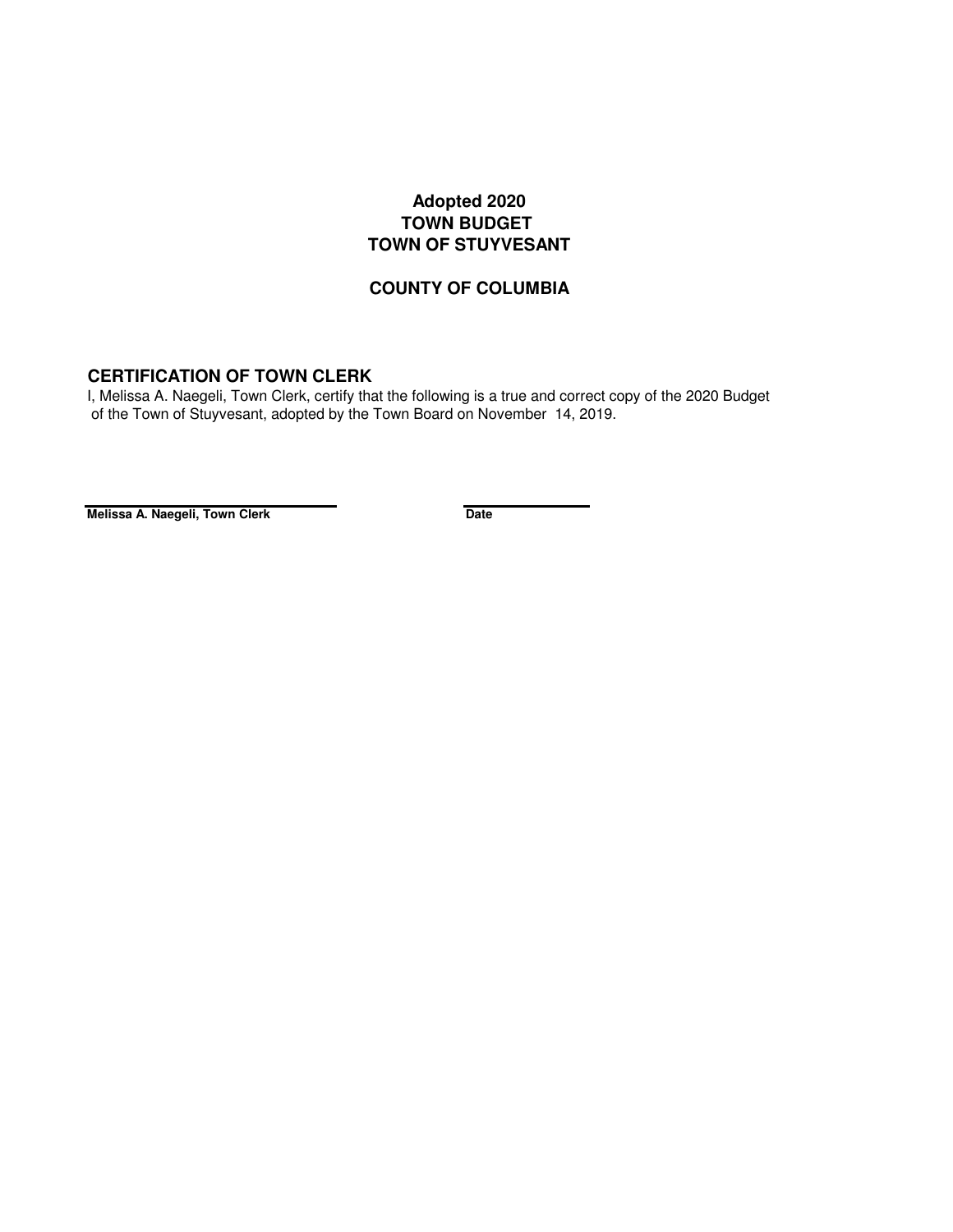# Adopted 2020
# TOWN BUDGET
# TOWN OF STUYVESANT

## COUNTY OF COLUMBIA

### CERTIFICATION OF TOWN CLERK

I, Melissa A. Naegeli, Town Clerk, certify that the following is a true and correct copy of the 2020 Budget of the Town of Stuyvesant, adopted by the Town Board on November 14, 2019.

| ______________________________ | ______________ |
|---|---|
| **Melissa A. Naegeli, Town Clerk** | **Date** |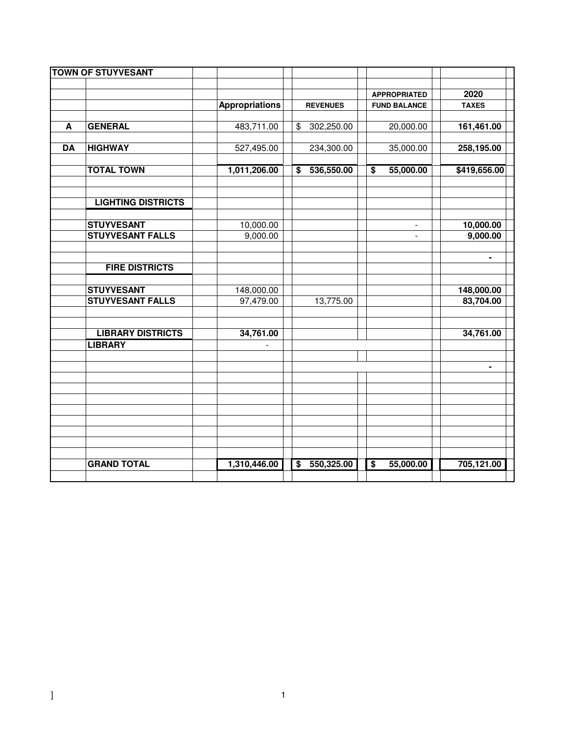| TOWN OF STUYVESANT | | | | | |
|---|---|---|---|---|---|
| | | | | APPROPRIATED | 2020 |
| | | **Appropriations** | **REVENUES** | **FUND BALANCE** | **TAXES** |
| **A** | **GENERAL** | 483,711.00 | $ 302,250.00 | 20,000.00 | **161,461.00** |
| **DA** | **HIGHWAY** | 527,495.00 | 234,300.00 | 35,000.00 | **258,195.00** |
| | **TOTAL TOWN** | **1,011,206.00** | **$ 536,550.00** | **$ 55,000.00** | **$419,656.00** |
| | **LIGHTING DISTRICTS** | | | | |
| | **STUYVESANT** | 10,000.00 | | - | **10,000.00** |
| | **STUYVESANT FALLS** | 9,000.00 | | - | **9,000.00** |
| | | | | | **-** |
| | **FIRE DISTRICTS** | | | | |
| | **STUYVESANT** | 148,000.00 | | | **148,000.00** |
| | **STUYVESANT FALLS** | 97,479.00 | 13,775.00 | | **83,704.00** |
| | **LIBRARY DISTRICTS** | **34,761.00** | | | **34,761.00** |
| | **LIBRARY** | - | | | |
| | | | | | **-** |
| | **GRAND TOTAL** | **1,310,446.00** | **$ 550,325.00** | **$ 55,000.00** | **705,121.00** |

]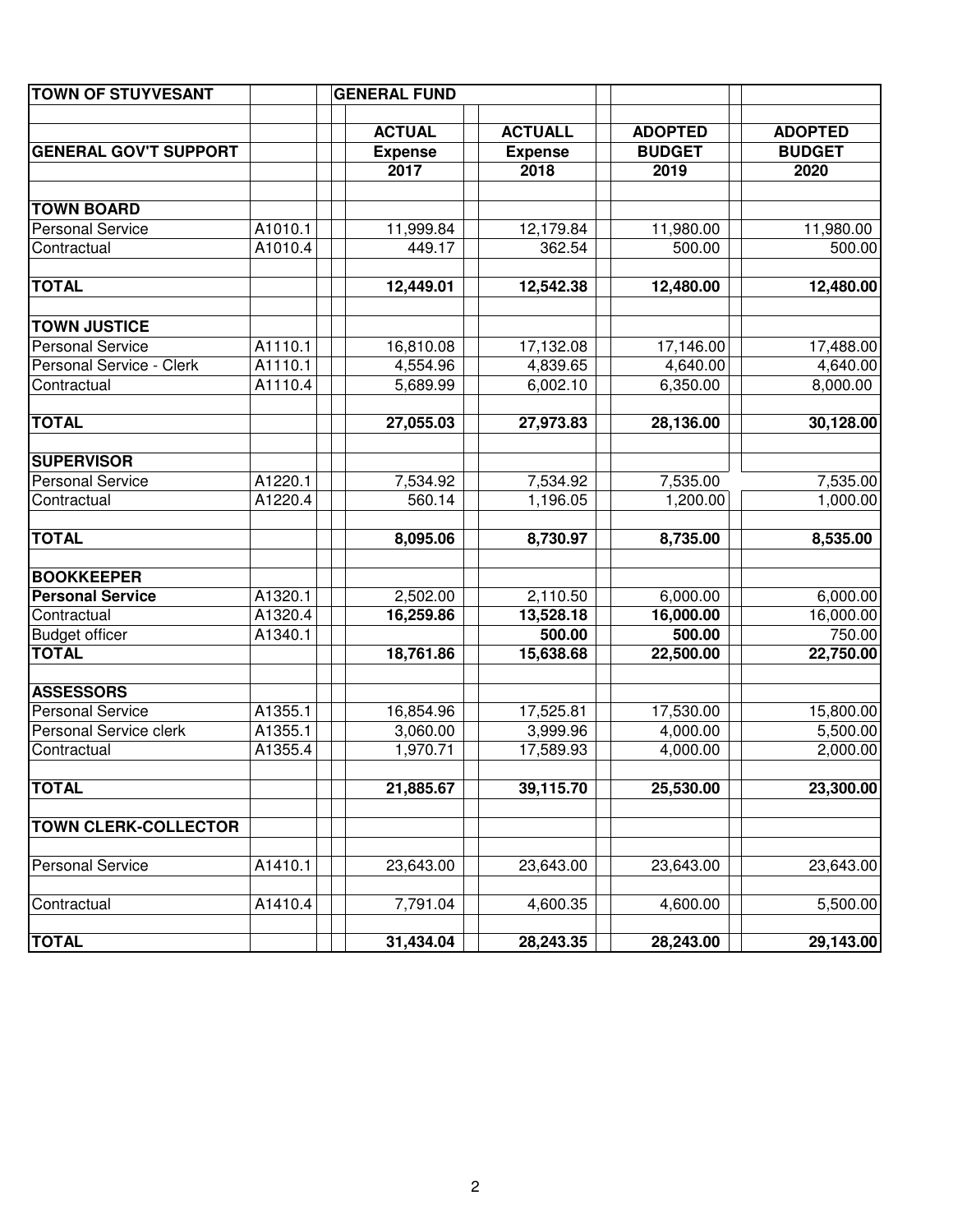| TOWN OF STUYVESANT | | GENERAL FUND | | | |
|---|---|---|---|---|---|
| | | **ACTUAL** | **ACTUALL** | **ADOPTED** | **ADOPTED** |
| **GENERAL GOV'T SUPPORT** | | **Expense** | **Expense** | **BUDGET** | **BUDGET** |
| | | **2017** | **2018** | **2019** | **2020** |
| **TOWN BOARD** | | | | | |
| Personal Service | A1010.1 | 11,999.84 | 12,179.84 | 11,980.00 | 11,980.00 |
| Contractual | A1010.4 | 449.17 | 362.54 | 500.00 | 500.00 |
| **TOTAL** | | **12,449.01** | **12,542.38** | **12,480.00** | **12,480.00** |
| **TOWN JUSTICE** | | | | | |
| Personal Service | A1110.1 | 16,810.08 | 17,132.08 | 17,146.00 | 17,488.00 |
| Personal Service - Clerk | A1110.1 | 4,554.96 | 4,839.65 | 4,640.00 | 4,640.00 |
| Contractual | A1110.4 | 5,689.99 | 6,002.10 | 6,350.00 | 8,000.00 |
| **TOTAL** | | **27,055.03** | **27,973.83** | **28,136.00** | **30,128.00** |
| **SUPERVISOR** | | | | | |
| Personal Service | A1220.1 | 7,534.92 | 7,534.92 | 7,535.00 | 7,535.00 |
| Contractual | A1220.4 | 560.14 | 1,196.05 | 1,200.00 | 1,000.00 |
| **TOTAL** | | **8,095.06** | **8,730.97** | **8,735.00** | **8,535.00** |
| **BOOKKEEPER** | | | | | |
| **Personal Service** | A1320.1 | 2,502.00 | 2,110.50 | 6,000.00 | 6,000.00 |
| Contractual | A1320.4 | **16,259.86** | **13,528.18** | **16,000.00** | 16,000.00 |
| Budget officer | A1340.1 | | **500.00** | **500.00** | 750.00 |
| **TOTAL** | | **18,761.86** | **15,638.68** | **22,500.00** | **22,750.00** |
| **ASSESSORS** | | | | | |
| Personal Service | A1355.1 | 16,854.96 | 17,525.81 | 17,530.00 | 15,800.00 |
| Personal Service clerk | A1355.1 | 3,060.00 | 3,999.96 | 4,000.00 | 5,500.00 |
| Contractual | A1355.4 | 1,970.71 | 17,589.93 | 4,000.00 | 2,000.00 |
| **TOTAL** | | **21,885.67** | **39,115.70** | **25,530.00** | **23,300.00** |
| **TOWN CLERK-COLLECTOR** | | | | | |
| Personal Service | A1410.1 | 23,643.00 | 23,643.00 | 23,643.00 | 23,643.00 |
| Contractual | A1410.4 | 7,791.04 | 4,600.35 | 4,600.00 | 5,500.00 |
| **TOTAL** | | **31,434.04** | **28,243.35** | **28,243.00** | **29,143.00** |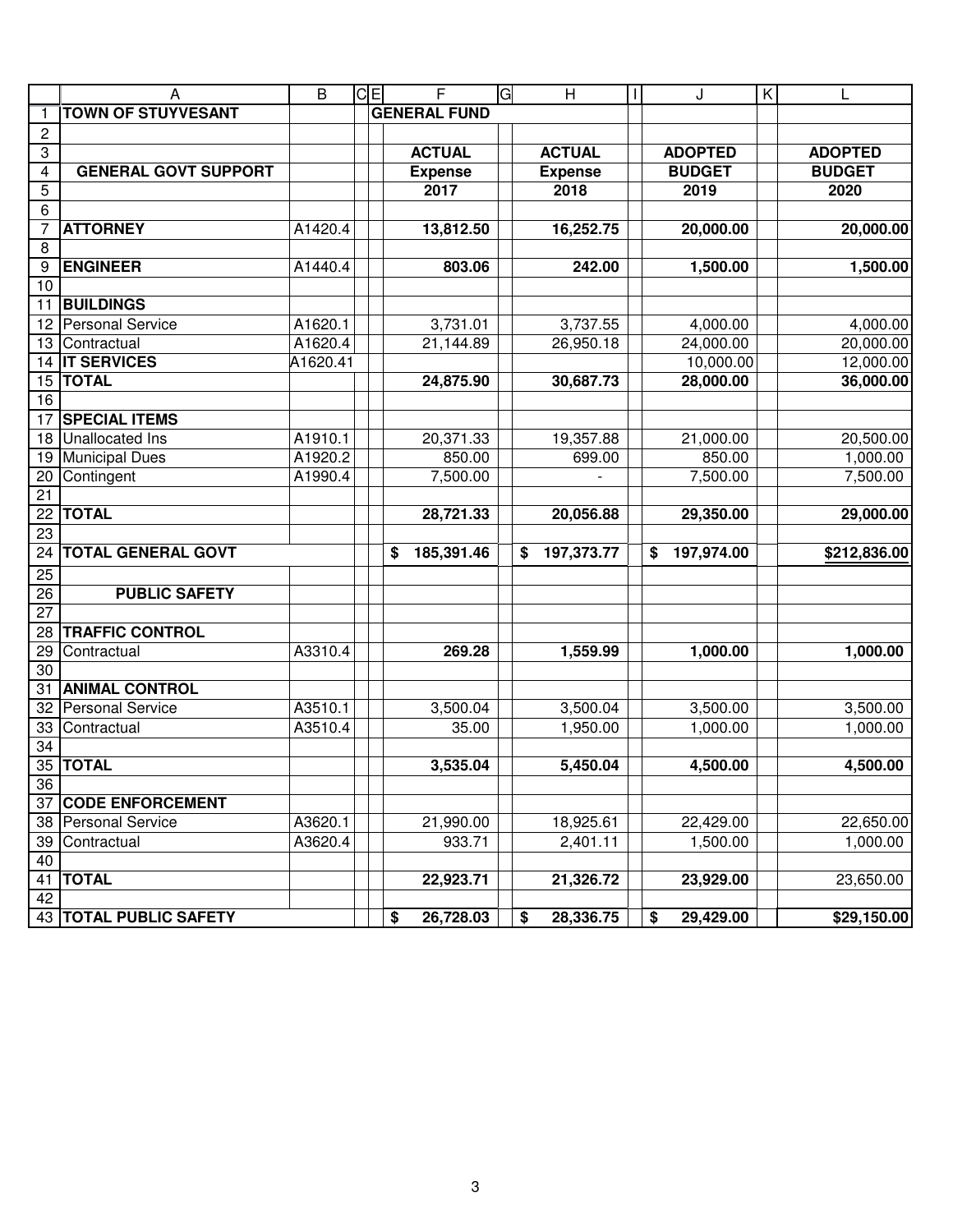| | A | B | F | H | J | L |
|---|---|---|---|---|---|---|
| 1 | **TOWN OF STUYVESANT** | | **GENERAL FUND** | | | |
| 2 | | | | | | |
| 3 | | | **ACTUAL** | **ACTUAL** | **ADOPTED** | **ADOPTED** |
| 4 | **GENERAL GOVT SUPPORT** | | **Expense** | **Expense** | **BUDGET** | **BUDGET** |
| 5 | | | **2017** | **2018** | **2019** | **2020** |
| 6 | | | | | | |
| 7 | **ATTORNEY** | A1420.4 | **13,812.50** | **16,252.75** | **20,000.00** | **20,000.00** |
| 8 | | | | | | |
| 9 | **ENGINEER** | A1440.4 | **803.06** | **242.00** | **1,500.00** | **1,500.00** |
| 10 | | | | | | |
| 11 | **BUILDINGS** | | | | | |
| 12 | Personal Service | A1620.1 | 3,731.01 | 3,737.55 | 4,000.00 | 4,000.00 |
| 13 | Contractual | A1620.4 | 21,144.89 | 26,950.18 | 24,000.00 | 20,000.00 |
| 14 | **IT SERVICES** | A1620.41 | | | 10,000.00 | 12,000.00 |
| 15 | **TOTAL** | | **24,875.90** | **30,687.73** | **28,000.00** | **36,000.00** |
| 16 | | | | | | |
| 17 | **SPECIAL ITEMS** | | | | | |
| 18 | Unallocated Ins | A1910.1 | 20,371.33 | 19,357.88 | 21,000.00 | 20,500.00 |
| 19 | Municipal Dues | A1920.2 | 850.00 | 699.00 | 850.00 | 1,000.00 |
| 20 | Contingent | A1990.4 | 7,500.00 | - | 7,500.00 | 7,500.00 |
| 21 | | | | | | |
| 22 | **TOTAL** | | **28,721.33** | **20,056.88** | **29,350.00** | **29,000.00** |
| 23 | | | | | | |
| 24 | **TOTAL GENERAL GOVT** | | **$ 185,391.46** | **$ 197,373.77** | **$ 197,974.00** | **$212,836.00** |
| 25 | | | | | | |
| 26 | **PUBLIC SAFETY** | | | | | |
| 27 | | | | | | |
| 28 | **TRAFFIC CONTROL** | | | | | |
| 29 | Contractual | A3310.4 | **269.28** | **1,559.99** | **1,000.00** | **1,000.00** |
| 30 | | | | | | |
| 31 | **ANIMAL CONTROL** | | | | | |
| 32 | Personal Service | A3510.1 | 3,500.04 | 3,500.04 | 3,500.00 | 3,500.00 |
| 33 | Contractual | A3510.4 | 35.00 | 1,950.00 | 1,000.00 | 1,000.00 |
| 34 | | | | | | |
| 35 | **TOTAL** | | **3,535.04** | **5,450.04** | **4,500.00** | **4,500.00** |
| 36 | | | | | | |
| 37 | **CODE ENFORCEMENT** | | | | | |
| 38 | Personal Service | A3620.1 | 21,990.00 | 18,925.61 | 22,429.00 | 22,650.00 |
| 39 | Contractual | A3620.4 | 933.71 | 2,401.11 | 1,500.00 | 1,000.00 |
| 40 | | | | | | |
| 41 | **TOTAL** | | **22,923.71** | **21,326.72** | **23,929.00** | 23,650.00 |
| 42 | | | | | | |
| 43 | **TOTAL PUBLIC SAFETY** | | **$ 26,728.03** | **$ 28,336.75** | **$ 29,429.00** | **$29,150.00** |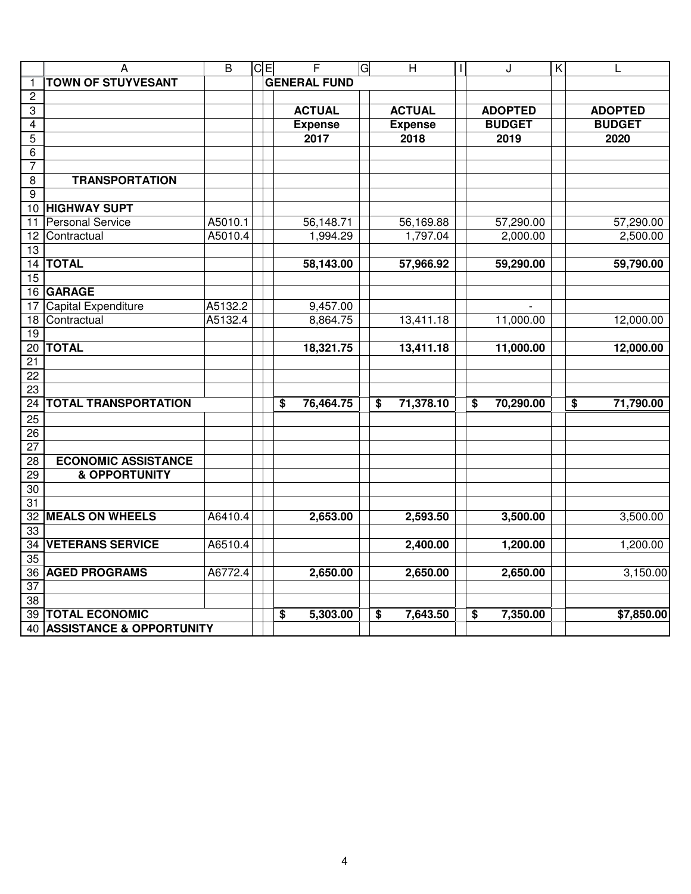| | | ACTUAL Expense 2017 | ACTUAL Expense 2018 | ADOPTED BUDGET 2019 | ADOPTED BUDGET 2020 |
|---|---|---|---|---|---|
| **TOWN OF STUYVESANT** | | **GENERAL FUND** | | | |
| **TRANSPORTATION** | | | | | |
| **HIGHWAY SUPT** | | | | | |
| Personal Service | A5010.1 | 56,148.71 | 56,169.88 | 57,290.00 | 57,290.00 |
| Contractual | A5010.4 | 1,994.29 | 1,797.04 | 2,000.00 | 2,500.00 |
| **TOTAL** | | **58,143.00** | **57,966.92** | **59,290.00** | **59,790.00** |
| **GARAGE** | | | | | |
| Capital Expenditure | A5132.2 | 9,457.00 | | - | |
| Contractual | A5132.4 | 8,864.75 | 13,411.18 | 11,000.00 | 12,000.00 |
| **TOTAL** | | **18,321.75** | **13,411.18** | **11,000.00** | **12,000.00** |
| **TOTAL TRANSPORTATION** | | **$ 76,464.75** | **$ 71,378.10** | **$ 70,290.00** | **$ 71,790.00** |
| **ECONOMIC ASSISTANCE & OPPORTUNITY** | | | | | |
| **MEALS ON WHEELS** | A6410.4 | **2,653.00** | **2,593.50** | **3,500.00** | 3,500.00 |
| **VETERANS SERVICE** | A6510.4 | | **2,400.00** | **1,200.00** | 1,200.00 |
| **AGED PROGRAMS** | A6772.4 | **2,650.00** | **2,650.00** | **2,650.00** | 3,150.00 |
| **TOTAL ECONOMIC ASSISTANCE & OPPORTUNITY** | | **$ 5,303.00** | **$ 7,643.50** | **$ 7,350.00** | **$7,850.00** |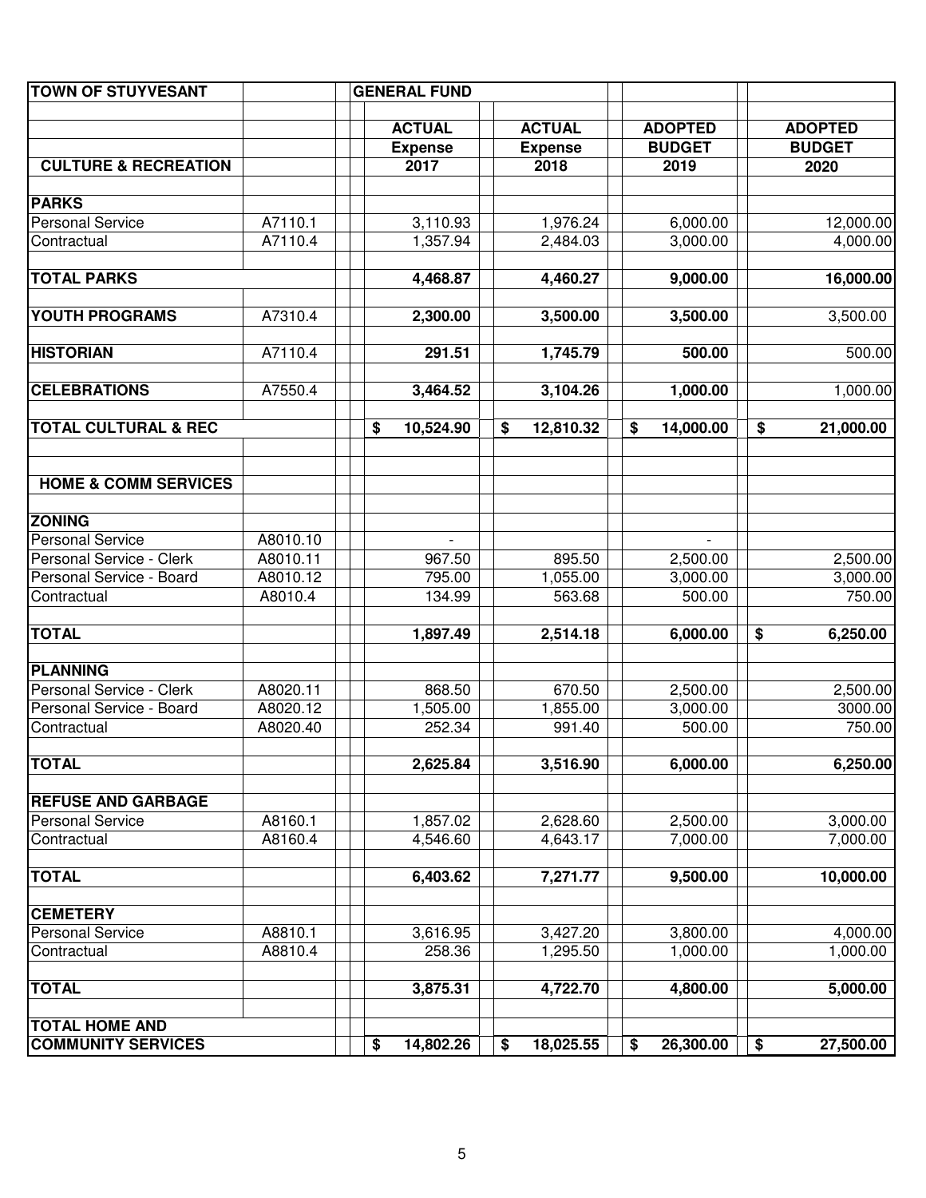| TOWN OF STUYVESANT | | GENERAL FUND | | | |
|---|---|---|---|---|---|
| | | ACTUAL | ACTUAL | ADOPTED | ADOPTED |
| | | Expense | Expense | BUDGET | BUDGET |
| **CULTURE & RECREATION** | | 2017 | 2018 | 2019 | 2020 |
| | | | | | |
| **PARKS** | | | | | |
| Personal Service | A7110.1 | 3,110.93 | 1,976.24 | 6,000.00 | 12,000.00 |
| Contractual | A7110.4 | 1,357.94 | 2,484.03 | 3,000.00 | 4,000.00 |
| | | | | | |
| **TOTAL PARKS** | | **4,468.87** | **4,460.27** | **9,000.00** | **16,000.00** |
| | | | | | |
| **YOUTH PROGRAMS** | A7310.4 | **2,300.00** | **3,500.00** | **3,500.00** | 3,500.00 |
| | | | | | |
| **HISTORIAN** | A7110.4 | **291.51** | **1,745.79** | **500.00** | 500.00 |
| | | | | | |
| **CELEBRATIONS** | A7550.4 | **3,464.52** | **3,104.26** | **1,000.00** | 1,000.00 |
| | | | | | |
| **TOTAL CULTURAL & REC** | | **$ 10,524.90** | **$ 12,810.32** | **$ 14,000.00** | **$ 21,000.00** |
| | | | | | |
| | | | | | |
| **HOME & COMM SERVICES** | | | | | |
| | | | | | |
| **ZONING** | | | | | |
| Personal Service | A8010.10 | - | | - | |
| Personal Service - Clerk | A8010.11 | 967.50 | 895.50 | 2,500.00 | 2,500.00 |
| Personal Service - Board | A8010.12 | 795.00 | 1,055.00 | 3,000.00 | 3,000.00 |
| Contractual | A8010.4 | 134.99 | 563.68 | 500.00 | 750.00 |
| | | | | | |
| **TOTAL** | | **1,897.49** | **2,514.18** | **6,000.00** | **$ 6,250.00** |
| | | | | | |
| **PLANNING** | | | | | |
| Personal Service - Clerk | A8020.11 | 868.50 | 670.50 | 2,500.00 | 2,500.00 |
| Personal Service - Board | A8020.12 | 1,505.00 | 1,855.00 | 3,000.00 | 3000.00 |
| Contractual | A8020.40 | 252.34 | 991.40 | 500.00 | 750.00 |
| | | | | | |
| **TOTAL** | | **2,625.84** | **3,516.90** | **6,000.00** | **6,250.00** |
| | | | | | |
| **REFUSE AND GARBAGE** | | | | | |
| Personal Service | A8160.1 | 1,857.02 | 2,628.60 | 2,500.00 | 3,000.00 |
| Contractual | A8160.4 | 4,546.60 | 4,643.17 | 7,000.00 | 7,000.00 |
| | | | | | |
| **TOTAL** | | **6,403.62** | **7,271.77** | **9,500.00** | **10,000.00** |
| | | | | | |
| **CEMETERY** | | | | | |
| Personal Service | A8810.1 | 3,616.95 | 3,427.20 | 3,800.00 | 4,000.00 |
| Contractual | A8810.4 | 258.36 | 1,295.50 | 1,000.00 | 1,000.00 |
| | | | | | |
| **TOTAL** | | **3,875.31** | **4,722.70** | **4,800.00** | **5,000.00** |
| | | | | | |
| **TOTAL HOME AND** | | | | | |
| **COMMUNITY SERVICES** | | **$ 14,802.26** | **$ 18,025.55** | **$ 26,300.00** | **$ 27,500.00** |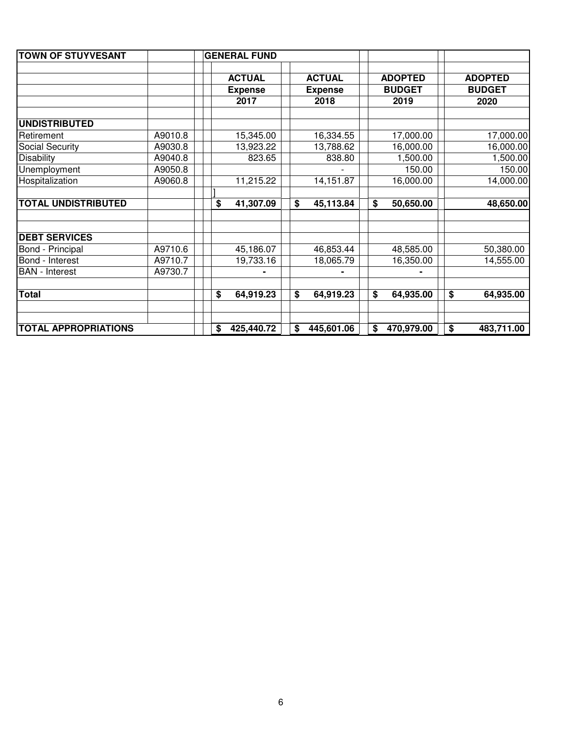| TOWN OF STUYVESANT | | GENERAL FUND | | | |
|---|---|---|---|---|---|
| | | ACTUAL | ACTUAL | ADOPTED | ADOPTED |
| | | Expense | Expense | BUDGET | BUDGET |
| | | 2017 | 2018 | 2019 | 2020 |
| **UNDISTRIBUTED** | | | | | |
| Retirement | A9010.8 | 15,345.00 | 16,334.55 | 17,000.00 | 17,000.00 |
| Social Security | A9030.8 | 13,923.22 | 13,788.62 | 16,000.00 | 16,000.00 |
| Disability | A9040.8 | 823.65 | 838.80 | 1,500.00 | 1,500.00 |
| Unemployment | A9050.8 | | - | 150.00 | 150.00 |
| Hospitalization | A9060.8 | 11,215.22 | 14,151.87 | 16,000.00 | 14,000.00 |
| | | ] | | | |
| **TOTAL UNDISTRIBUTED** | | **$ 41,307.09** | **$ 45,113.84** | **$ 50,650.00** | **48,650.00** |
| | | | | | |
| **DEBT SERVICES** | | | | | |
| Bond - Principal | A9710.6 | 45,186.07 | 46,853.44 | 48,585.00 | 50,380.00 |
| Bond - Interest | A9710.7 | 19,733.16 | 18,065.79 | 16,350.00 | 14,555.00 |
| BAN - Interest | A9730.7 | - | - | - | |
| | | | | | |
| **Total** | | **$ 64,919.23** | **$ 64,919.23** | **$ 64,935.00** | **$ 64,935.00** |
| | | | | | |
| **TOTAL APPROPRIATIONS** | | **$ 425,440.72** | **$ 445,601.06** | **$ 470,979.00** | **$ 483,711.00** |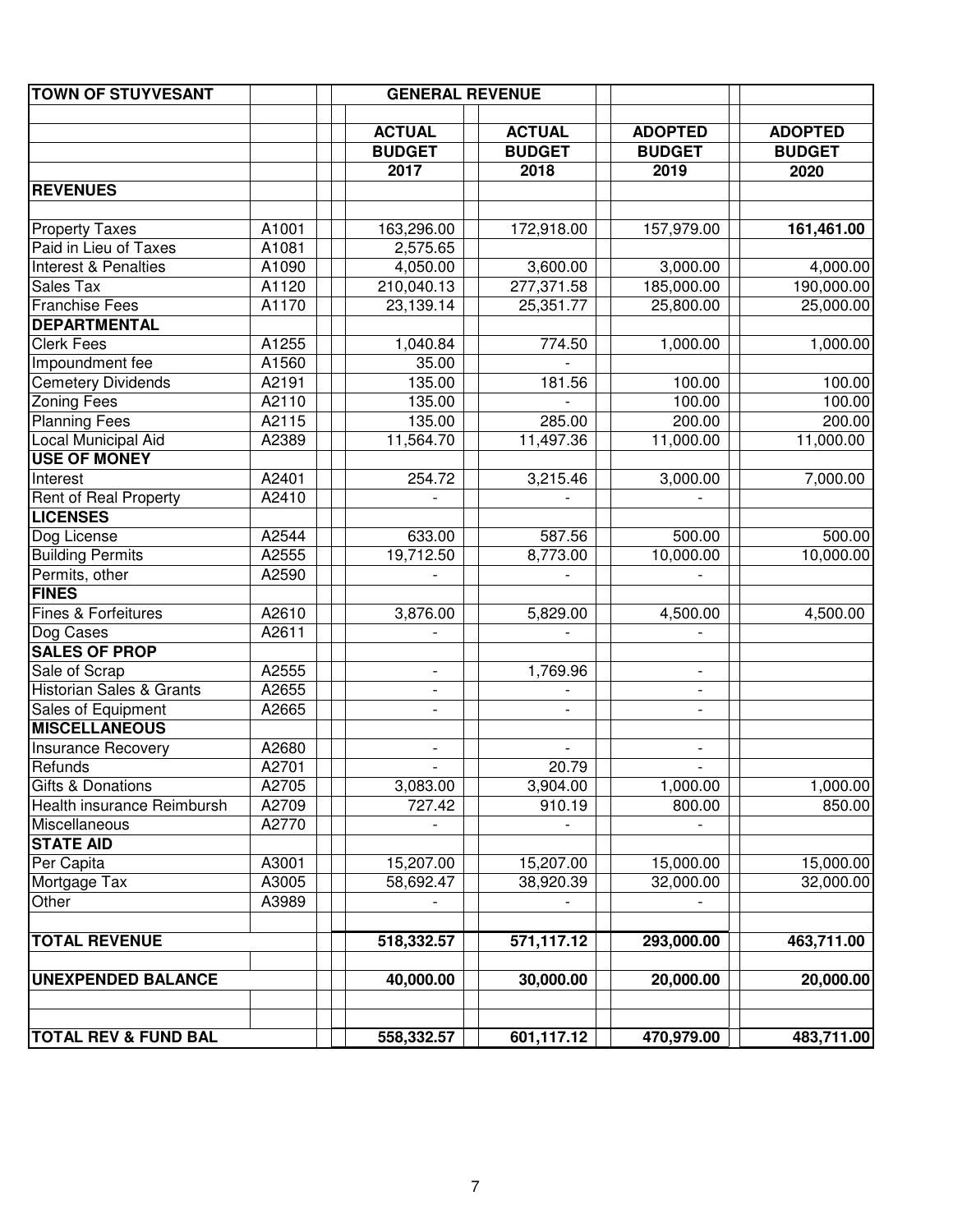| TOWN OF STUYVESANT | | GENERAL REVENUE | | | |
|---|---|---|---|---|---|
| | | **ACTUAL** | **ACTUAL** | **ADOPTED** | **ADOPTED** |
| | | **BUDGET** | **BUDGET** | **BUDGET** | **BUDGET** |
| | | **2017** | **2018** | **2019** | **2020** |
| **REVENUES** | | | | | |
| Property Taxes | A1001 | 163,296.00 | 172,918.00 | 157,979.00 | **161,461.00** |
| Paid in Lieu of Taxes | A1081 | 2,575.65 | | | |
| Interest & Penalties | A1090 | 4,050.00 | 3,600.00 | 3,000.00 | 4,000.00 |
| Sales Tax | A1120 | 210,040.13 | 277,371.58 | 185,000.00 | 190,000.00 |
| Franchise Fees | A1170 | 23,139.14 | 25,351.77 | 25,800.00 | 25,000.00 |
| **DEPARTMENTAL** | | | | | |
| Clerk Fees | A1255 | 1,040.84 | 774.50 | 1,000.00 | 1,000.00 |
| Impoundment fee | A1560 | 35.00 | - | | |
| Cemetery Dividends | A2191 | 135.00 | 181.56 | 100.00 | 100.00 |
| Zoning Fees | A2110 | 135.00 | - | 100.00 | 100.00 |
| Planning Fees | A2115 | 135.00 | 285.00 | 200.00 | 200.00 |
| Local Municipal Aid | A2389 | 11,564.70 | 11,497.36 | 11,000.00 | 11,000.00 |
| **USE OF MONEY** | | | | | |
| Interest | A2401 | 254.72 | 3,215.46 | 3,000.00 | 7,000.00 |
| Rent of Real Property | A2410 | - | - | - | |
| **LICENSES** | | | | | |
| Dog License | A2544 | 633.00 | 587.56 | 500.00 | 500.00 |
| Building Permits | A2555 | 19,712.50 | 8,773.00 | 10,000.00 | 10,000.00 |
| Permits, other | A2590 | - | - | - | |
| **FINES** | | | | | |
| Fines & Forfeitures | A2610 | 3,876.00 | 5,829.00 | 4,500.00 | 4,500.00 |
| Dog Cases | A2611 | - | - | - | |
| **SALES OF PROP** | | | | | |
| Sale of Scrap | A2555 | - | 1,769.96 | - | |
| Historian Sales & Grants | A2655 | - | - | - | |
| Sales of Equipment | A2665 | - | - | - | |
| **MISCELLANEOUS** | | | | | |
| Insurance Recovery | A2680 | - | - | - | |
| Refunds | A2701 | - | 20.79 | - | |
| Gifts & Donations | A2705 | 3,083.00 | 3,904.00 | 1,000.00 | 1,000.00 |
| Health insurance Reimbursh | A2709 | 727.42 | 910.19 | 800.00 | 850.00 |
| Miscellaneous | A2770 | - | - | - | |
| **STATE AID** | | | | | |
| Per Capita | A3001 | 15,207.00 | 15,207.00 | 15,000.00 | 15,000.00 |
| Mortgage Tax | A3005 | 58,692.47 | 38,920.39 | 32,000.00 | 32,000.00 |
| Other | A3989 | - | - | - | |
| **TOTAL REVENUE** | | **518,332.57** | **571,117.12** | **293,000.00** | **463,711.00** |
| **UNEXPENDED BALANCE** | | **40,000.00** | **30,000.00** | **20,000.00** | **20,000.00** |
| **TOTAL REV & FUND BAL** | | **558,332.57** | **601,117.12** | **470,979.00** | **483,711.00** |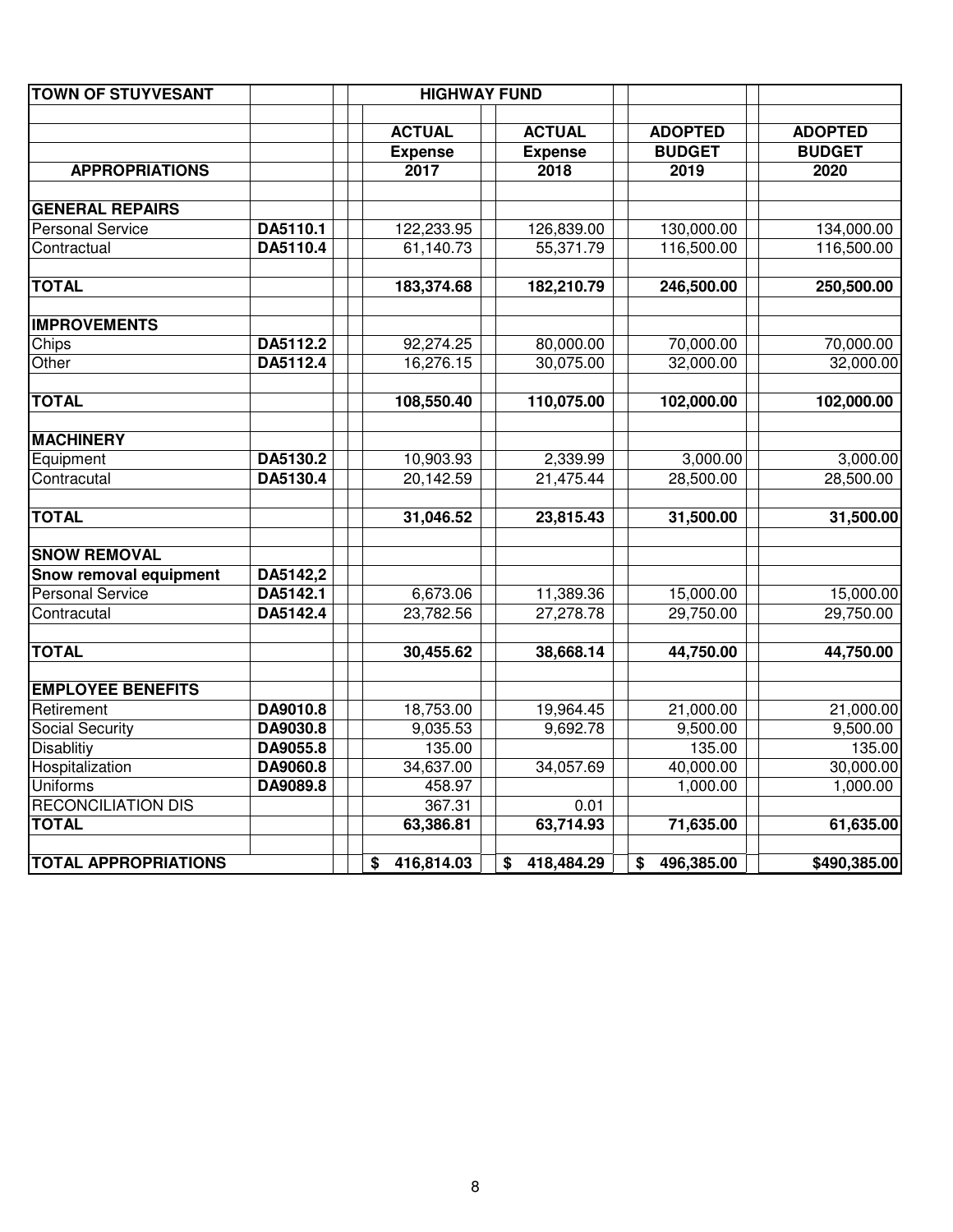| TOWN OF STUYVESANT | | HIGHWAY FUND | | | |
|---|---|---|---|---|---|
| | | | | | |
| | | ACTUAL | ACTUAL | ADOPTED | ADOPTED |
| | | Expense | Expense | BUDGET | BUDGET |
| **APPROPRIATIONS** | | 2017 | 2018 | 2019 | 2020 |
| | | | | | |
| **GENERAL REPAIRS** | | | | | |
| Personal Service | **DA5110.1** | 122,233.95 | 126,839.00 | 130,000.00 | 134,000.00 |
| Contractual | **DA5110.4** | 61,140.73 | 55,371.79 | 116,500.00 | 116,500.00 |
| | | | | | |
| **TOTAL** | | **183,374.68** | **182,210.79** | **246,500.00** | **250,500.00** |
| | | | | | |
| **IMPROVEMENTS** | | | | | |
| Chips | **DA5112.2** | 92,274.25 | 80,000.00 | 70,000.00 | 70,000.00 |
| Other | **DA5112.4** | 16,276.15 | 30,075.00 | 32,000.00 | 32,000.00 |
| | | | | | |
| **TOTAL** | | **108,550.40** | **110,075.00** | **102,000.00** | **102,000.00** |
| | | | | | |
| **MACHINERY** | | | | | |
| Equipment | **DA5130.2** | 10,903.93 | 2,339.99 | 3,000.00 | 3,000.00 |
| Contracutal | **DA5130.4** | 20,142.59 | 21,475.44 | 28,500.00 | 28,500.00 |
| | | | | | |
| **TOTAL** | | **31,046.52** | **23,815.43** | **31,500.00** | **31,500.00** |
| | | | | | |
| **SNOW REMOVAL** | | | | | |
| **Snow removal equipment** | **DA5142,2** | | | | |
| Personal Service | **DA5142.1** | 6,673.06 | 11,389.36 | 15,000.00 | 15,000.00 |
| Contracutal | **DA5142.4** | 23,782.56 | 27,278.78 | 29,750.00 | 29,750.00 |
| | | | | | |
| **TOTAL** | | **30,455.62** | **38,668.14** | **44,750.00** | **44,750.00** |
| | | | | | |
| **EMPLOYEE BENEFITS** | | | | | |
| Retirement | **DA9010.8** | 18,753.00 | 19,964.45 | 21,000.00 | 21,000.00 |
| Social Security | **DA9030.8** | 9,035.53 | 9,692.78 | 9,500.00 | 9,500.00 |
| Disablitiy | **DA9055.8** | 135.00 | | 135.00 | 135.00 |
| Hospitalization | **DA9060.8** | 34,637.00 | 34,057.69 | 40,000.00 | 30,000.00 |
| Uniforms | **DA9089.8** | 458.97 | | 1,000.00 | 1,000.00 |
| RECONCILIATION DIS | | 367.31 | 0.01 | | |
| **TOTAL** | | **63,386.81** | **63,714.93** | **71,635.00** | **61,635.00** |
| | | | | | |
| **TOTAL APPROPRIATIONS** | | **$ 416,814.03** | **$ 418,484.29** | **$ 496,385.00** | **$490,385.00** |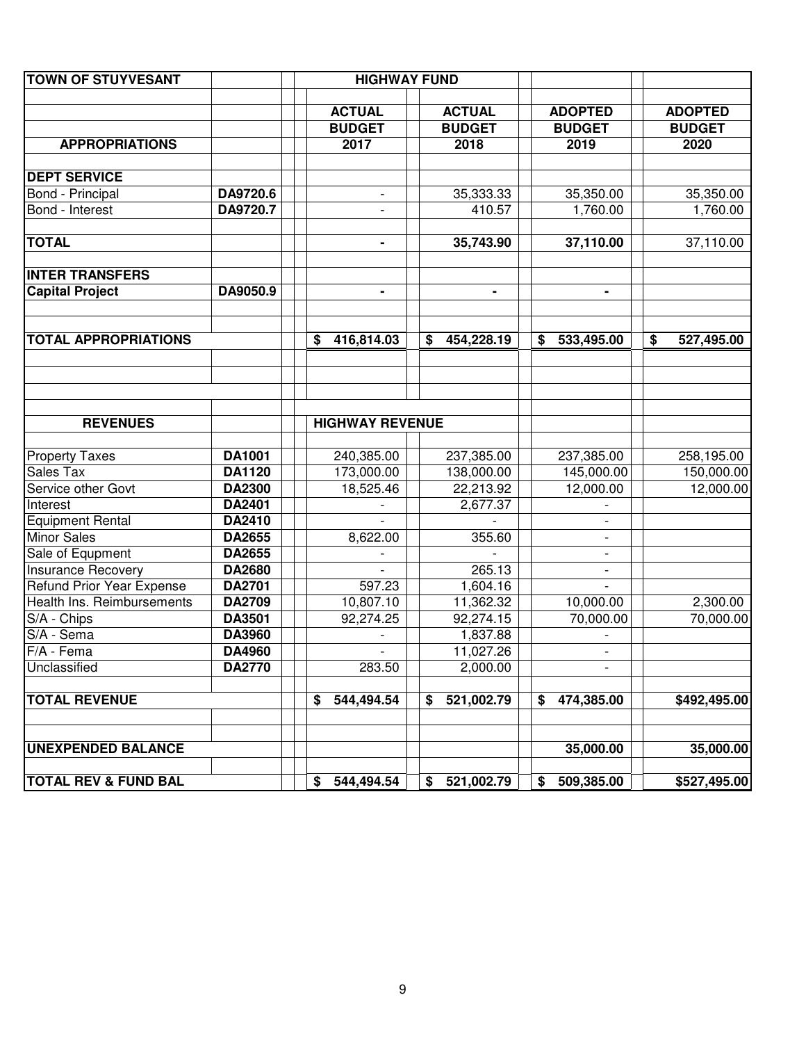| TOWN OF STUYVESANT | | HIGHWAY FUND | | | |
|---|---|---|---|---|---|
| | | ACTUAL | ACTUAL | ADOPTED | ADOPTED |
| | | BUDGET | BUDGET | BUDGET | BUDGET |
| **APPROPRIATIONS** | | 2017 | 2018 | 2019 | 2020 |
| **DEPT SERVICE** | | | | | |
| Bond - Principal | DA9720.6 | - | 35,333.33 | 35,350.00 | 35,350.00 |
| Bond - Interest | DA9720.7 | - | 410.57 | 1,760.00 | 1,760.00 |
| **TOTAL** | | **-** | **35,743.90** | **37,110.00** | 37,110.00 |
| **INTER TRANSFERS** | | | | | |
| **Capital Project** | **DA9050.9** | **-** | **-** | **-** | |
| **TOTAL APPROPRIATIONS** | | **$ 416,814.03** | **$ 454,228.19** | **$ 533,495.00** | **$ 527,495.00** |
| **REVENUES** | | **HIGHWAY REVENUE** | | | |
| Property Taxes | **DA1001** | 240,385.00 | 237,385.00 | 237,385.00 | 258,195.00 |
| Sales Tax | **DA1120** | 173,000.00 | 138,000.00 | 145,000.00 | 150,000.00 |
| Service other Govt | **DA2300** | 18,525.46 | 22,213.92 | 12,000.00 | 12,000.00 |
| Interest | **DA2401** | - | 2,677.37 | - | |
| Equipment Rental | **DA2410** | - | - | - | |
| Minor Sales | **DA2655** | 8,622.00 | 355.60 | - | |
| Sale of Equpment | **DA2655** | - | - | - | |
| Insurance Recovery | **DA2680** | - | 265.13 | - | |
| Refund Prior Year Expense | **DA2701** | 597.23 | 1,604.16 | - | |
| Health Ins. Reimbursements | **DA2709** | 10,807.10 | 11,362.32 | 10,000.00 | 2,300.00 |
| S/A - Chips | **DA3501** | 92,274.25 | 92,274.15 | 70,000.00 | 70,000.00 |
| S/A - Sema | **DA3960** | - | 1,837.88 | - | |
| F/A - Fema | **DA4960** | - | 11,027.26 | - | |
| Unclassified | **DA2770** | 283.50 | 2,000.00 | - | |
| **TOTAL REVENUE** | | **$ 544,494.54** | **$ 521,002.79** | **$ 474,385.00** | **$492,495.00** |
| **UNEXPENDED BALANCE** | | | | **35,000.00** | **35,000.00** |
| **TOTAL REV & FUND BAL** | | **$ 544,494.54** | **$ 521,002.79** | **$ 509,385.00** | **$527,495.00** |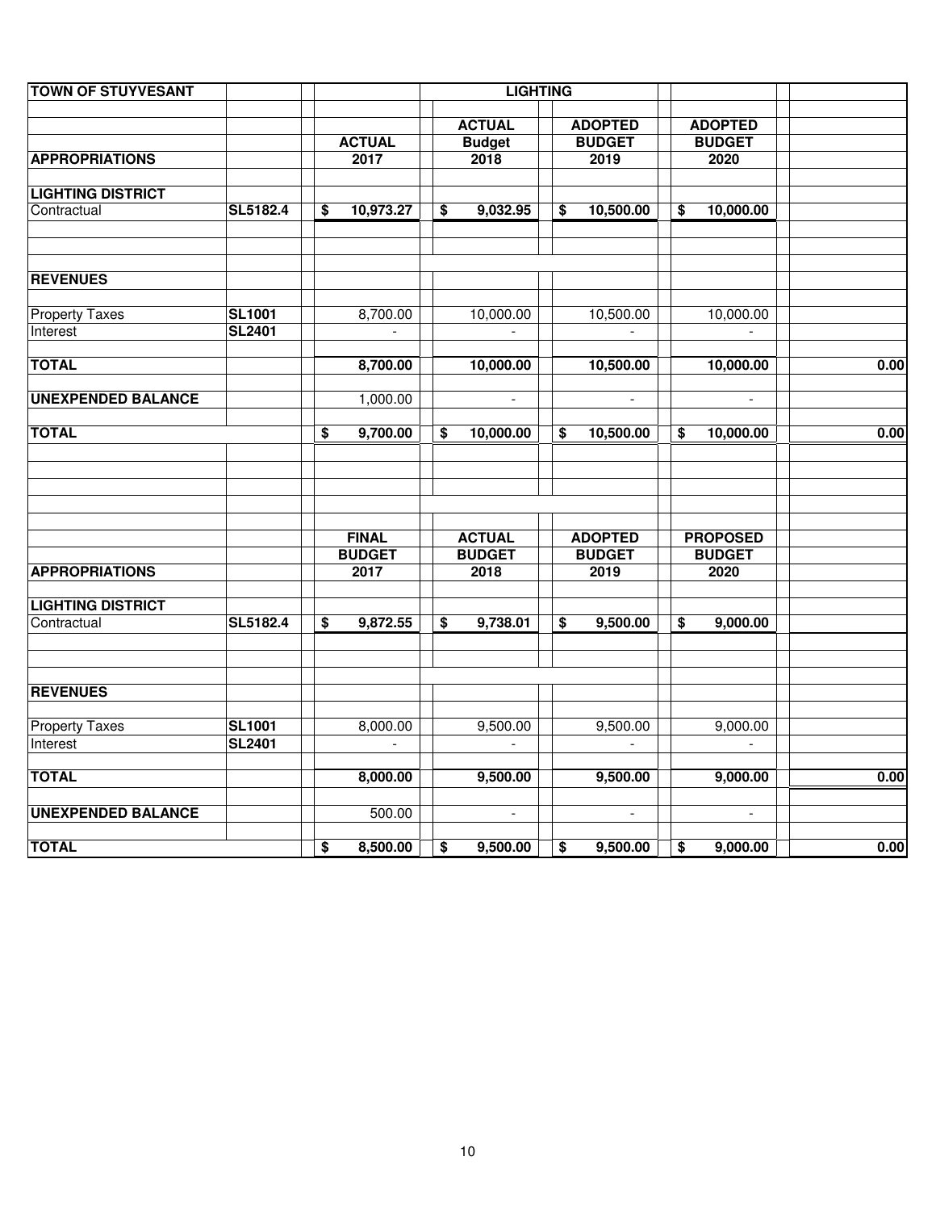| TOWN OF STUYVESANT | | | LIGHTING | | | |
|---|---|---|---|---|---|---|
| | | | ACTUAL | ADOPTED | ADOPTED | |
| | | ACTUAL | Budget | BUDGET | BUDGET | |
| **APPROPRIATIONS** | | 2017 | 2018 | 2019 | 2020 | |
| **LIGHTING DISTRICT** | | | | | | |
| Contractual | SL5182.4 | $ 10,973.27 | $ 9,032.95 | $ 10,500.00 | $ 10,000.00 | |
| **REVENUES** | | | | | | |
| Property Taxes | SL1001 | 8,700.00 | 10,000.00 | 10,500.00 | 10,000.00 | |
| Interest | SL2401 | - | - | - | - | |
| **TOTAL** | | 8,700.00 | 10,000.00 | 10,500.00 | 10,000.00 | 0.00 |
| **UNEXPENDED BALANCE** | | 1,000.00 | - | - | - | |
| **TOTAL** | | $ 9,700.00 | $ 10,000.00 | $ 10,500.00 | $ 10,000.00 | 0.00 |

| | | FINAL | ACTUAL | ADOPTED | PROPOSED | |
|---|---|---|---|---|---|---|
| | | BUDGET | BUDGET | BUDGET | BUDGET | |
| **APPROPRIATIONS** | | 2017 | 2018 | 2019 | 2020 | |
| **LIGHTING DISTRICT** | | | | | | |
| Contractual | SL5182.4 | $ 9,872.55 | $ 9,738.01 | $ 9,500.00 | $ 9,000.00 | |
| **REVENUES** | | | | | | |
| Property Taxes | SL1001 | 8,000.00 | 9,500.00 | 9,500.00 | 9,000.00 | |
| Interest | SL2401 | - | - | - | - | |
| **TOTAL** | | 8,000.00 | 9,500.00 | 9,500.00 | 9,000.00 | 0.00 |
| **UNEXPENDED BALANCE** | | 500.00 | - | - | - | |
| **TOTAL** | | $ 8,500.00 | $ 9,500.00 | $ 9,500.00 | $ 9,000.00 | 0.00 |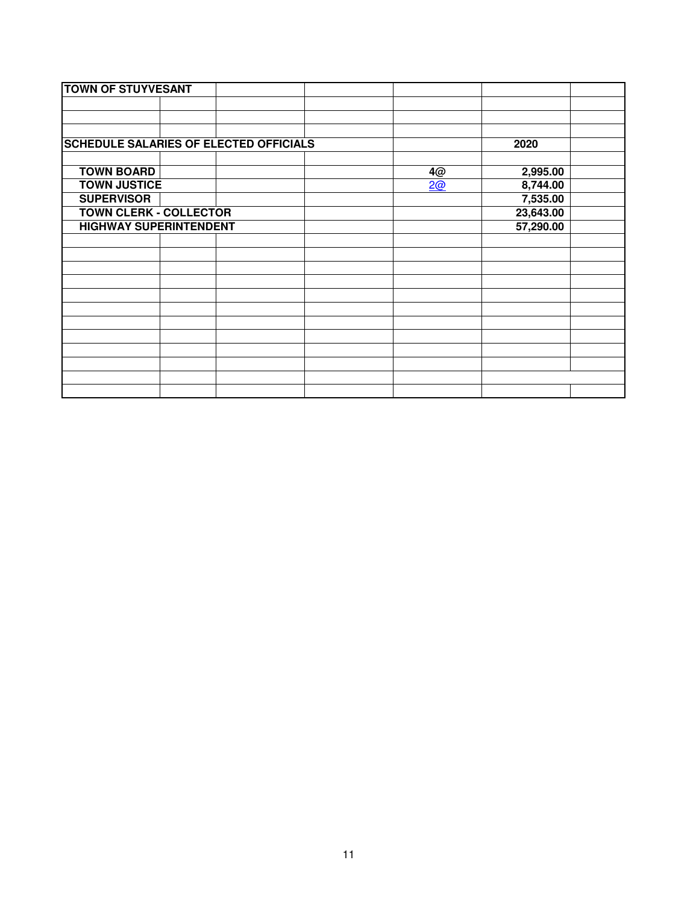| | | | | | | |
|---|---|---|---|---|---|---|
| **TOWN OF STUYVESANT** | | | | | | |
| | | | | | | |
| | | | | | | |
| | | | | | | |
| **SCHEDULE SALARIES OF ELECTED OFFICIALS** | | | | | **2020** | |
| | | | | | | |
| **TOWN BOARD** | | | | **4@** | **2,995.00** | |
| **TOWN JUSTICE** | | | | **2@** | **8,744.00** | |
| **SUPERVISOR** | | | | | **7,535.00** | |
| **TOWN CLERK - COLLECTOR** | | | | | **23,643.00** | |
| **HIGHWAY SUPERINTENDENT** | | | | | **57,290.00** | |
| | | | | | | |
| | | | | | | |
| | | | | | | |
| | | | | | | |
| | | | | | | |
| | | | | | | |
| | | | | | | |
| | | | | | | |
| | | | | | | |
| | | | | | | |
| | | | | | | |